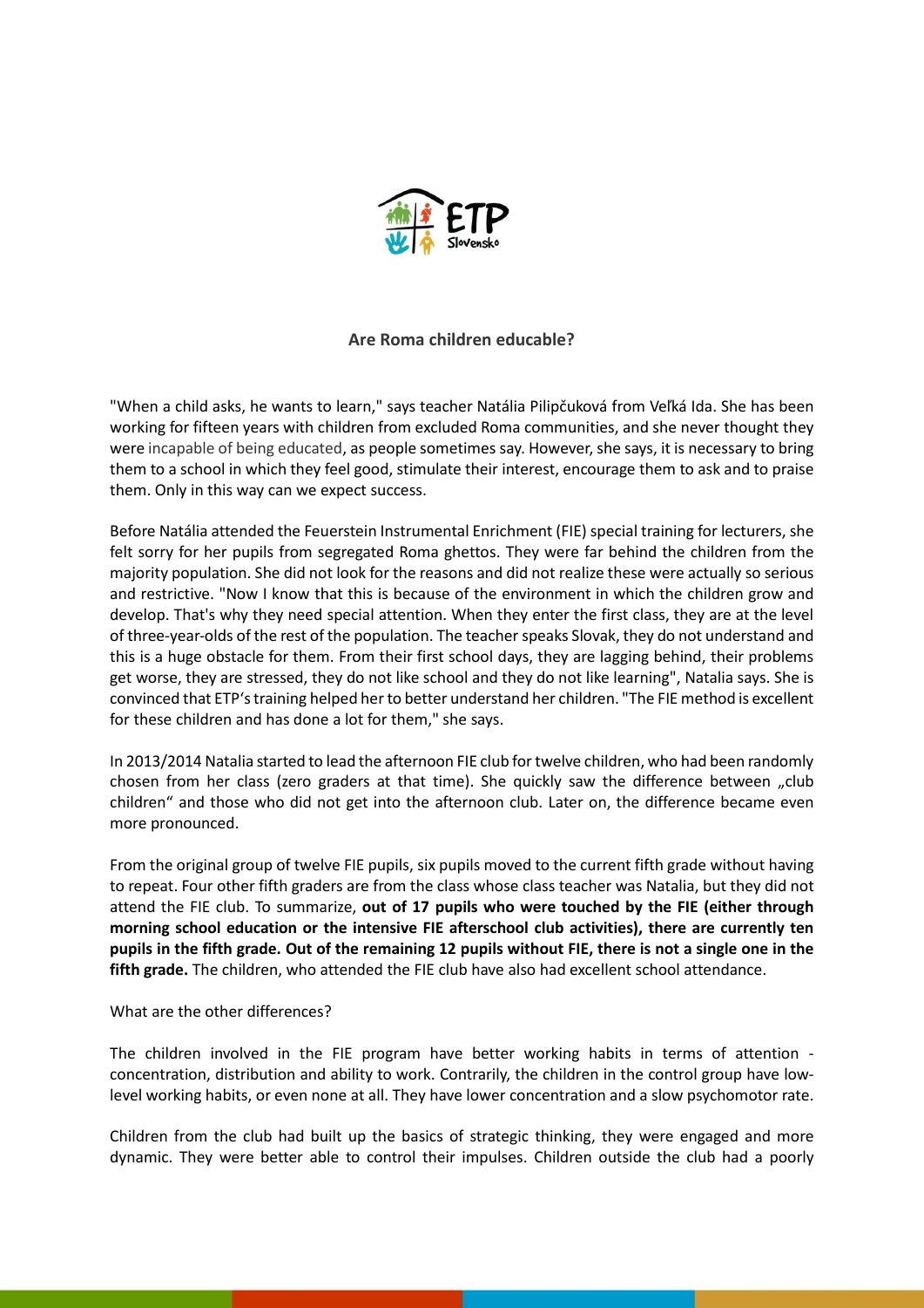## Are Roma children educable?

"When a child asks, he wants to learn," says teacher Natália Pilipčuková from Veľká Ida. She has been working for fifteen years with children from excluded Roma communities, and she never thought they were incapable of being educated, as people sometimes say. However, she says, it is necessary to bring them to a school in which they feel good, stimulate their interest, encourage them to ask and to praise them. Only in this way can we expect success.

Before Natália attended the Feuerstein Instrumental Enrichment (FIE) special training for lecturers, she felt sorry for her pupils from segregated Roma ghettos. They were far behind the children from the majority population. She did not look for the reasons and did not realize these were actually so serious and restrictive. "Now I know that this is because of the environment in which the children grow and develop. That's why they need special attention. When they enter the first class, they are at the level of three-year-olds of the rest of the population. The teacher speaks Slovak, they do not understand and this is a huge obstacle for them. From their first school days, they are lagging behind, their problems get worse, they are stressed, they do not like school and they do not like learning", Natalia says. She is convinced that ETP's training helped her to better understand her children. "The FIE method is excellent for these children and has done a lot for them," she says.

In 2013/2014 Natalia started to lead the afternoon FIE club for twelve children, who had been randomly chosen from her class (zero graders at that time). She quickly saw the difference between „club children" and those who did not get into the afternoon club. Later on, the difference became even more pronounced.

From the original group of twelve FIE pupils, six pupils moved to the current fifth grade without having to repeat. Four other fifth graders are from the class whose class teacher was Natalia, but they did not attend the FIE club. To summarize, **out of 17 pupils who were touched by the FIE (either through morning school education or the intensive FIE afterschool club activities), there are currently ten pupils in the fifth grade. Out of the remaining 12 pupils without FIE, there is not a single one in the fifth grade.** The children, who attended the FIE club have also had excellent school attendance.

What are the other differences?

The children involved in the FIE program have better working habits in terms of attention - concentration, distribution and ability to work. Contrarily, the children in the control group have low-level working habits, or even none at all. They have lower concentration and a slow psychomotor rate.

Children from the club had built up the basics of strategic thinking, they were engaged and more dynamic. They were better able to control their impulses. Children outside the club had a poorly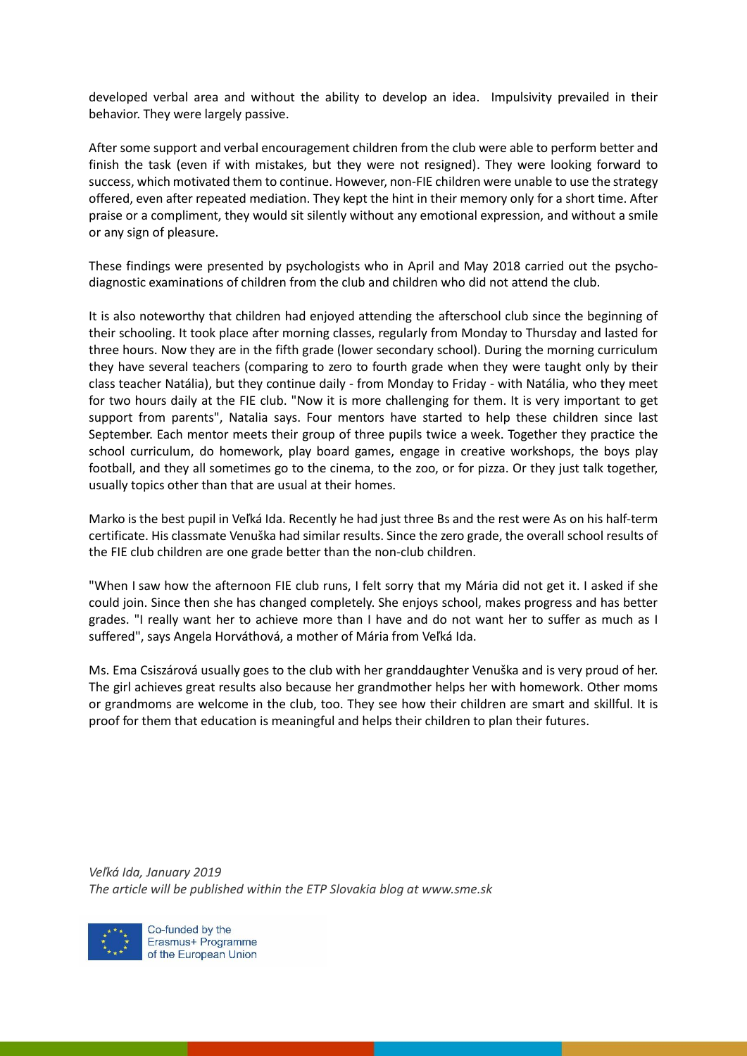developed verbal area and without the ability to develop an idea. Impulsivity prevailed in their behavior. They were largely passive.

After some support and verbal encouragement children from the club were able to perform better and finish the task (even if with mistakes, but they were not resigned). They were looking forward to success, which motivated them to continue. However, non-FIE children were unable to use the strategy offered, even after repeated mediation. They kept the hint in their memory only for a short time. After praise or a compliment, they would sit silently without any emotional expression, and without a smile or any sign of pleasure.

These findings were presented by psychologists who in April and May 2018 carried out the psycho-diagnostic examinations of children from the club and children who did not attend the club.

It is also noteworthy that children had enjoyed attending the afterschool club since the beginning of their schooling. It took place after morning classes, regularly from Monday to Thursday and lasted for three hours. Now they are in the fifth grade (lower secondary school). During the morning curriculum they have several teachers (comparing to zero to fourth grade when they were taught only by their class teacher Natália), but they continue daily - from Monday to Friday - with Natália, who they meet for two hours daily at the FIE club. "Now it is more challenging for them. It is very important to get support from parents", Natalia says. Four mentors have started to help these children since last September. Each mentor meets their group of three pupils twice a week. Together they practice the school curriculum, do homework, play board games, engage in creative workshops, the boys play football, and they all sometimes go to the cinema, to the zoo, or for pizza. Or they just talk together, usually topics other than that are usual at their homes.

Marko is the best pupil in Veľká Ida. Recently he had just three Bs and the rest were As on his half-term certificate. His classmate Venuška had similar results. Since the zero grade, the overall school results of the FIE club children are one grade better than the non-club children.

"When I saw how the afternoon FIE club runs, I felt sorry that my Mária did not get it. I asked if she could join. Since then she has changed completely. She enjoys school, makes progress and has better grades. "I really want her to achieve more than I have and do not want her to suffer as much as I suffered", says Angela Horváthová, a mother of Mária from Veľká Ida.

Ms. Ema Csiszárová usually goes to the club with her granddaughter Venuška and is very proud of her. The girl achieves great results also because her grandmother helps her with homework. Other moms or grandmoms are welcome in the club, too. They see how their children are smart and skillful. It is proof for them that education is meaningful and helps their children to plan their futures.

*Veľká Ida, January 2019*
*The article will be published within the ETP Slovakia blog at www.sme.sk*

Co-funded by the Erasmus+ Programme of the European Union